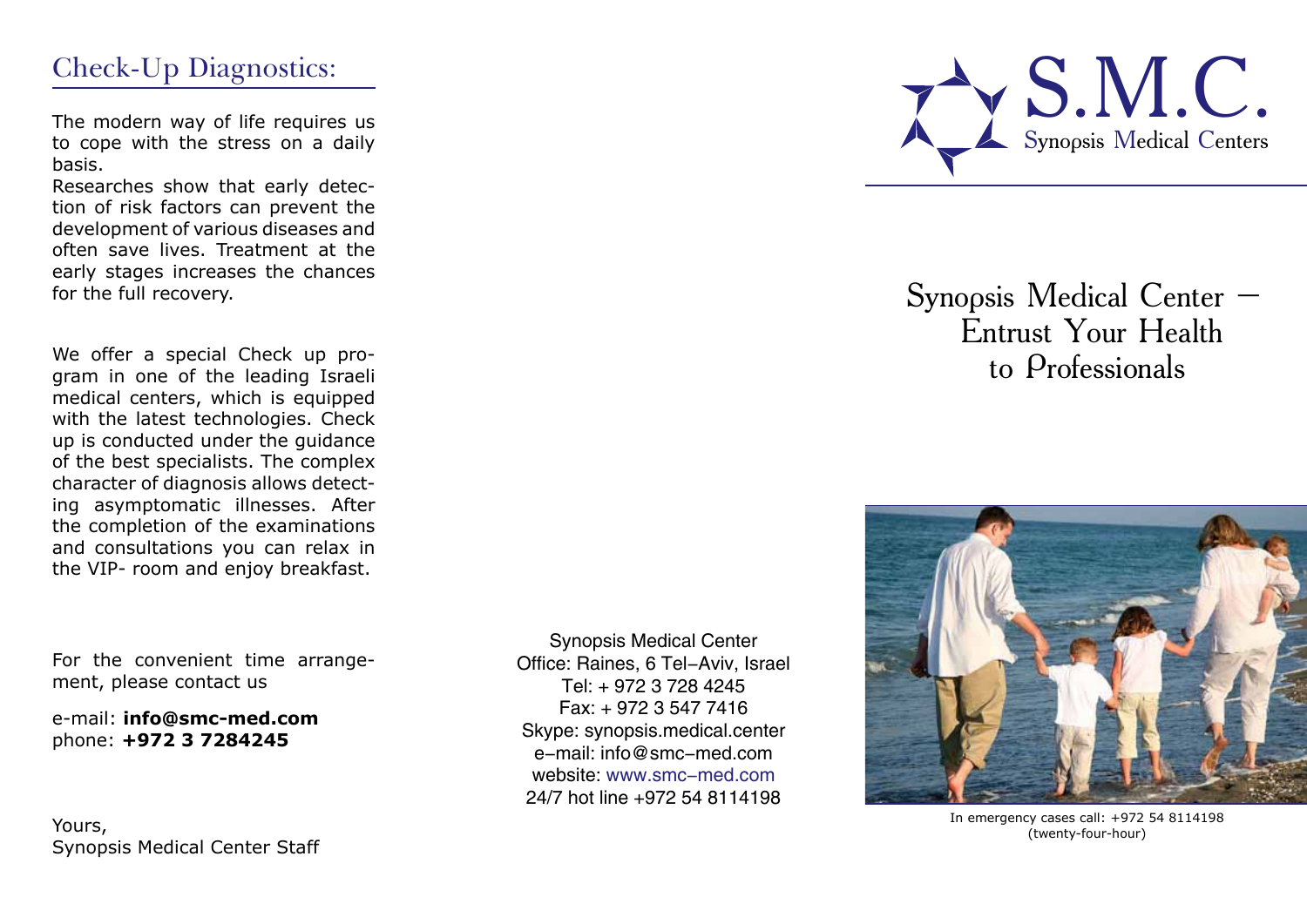## Check-Up Diagnostics:

The modern way of life requires us to cope with the stress on a daily basis.

Researches show that early detection of risk factors can prevent the development of various diseases and often save lives. Treatment at the early stages increases the chances for the full recovery.

We offer a special Check up program in one of the leading Israeli medical centers, which is equipped with the latest technologies. Check up is conducted under the guidance of the best specialists. The complex character of diagnosis allows detecting asymptomatic illnesses. After the completion of the examinations and consultations you can relax in the VIP- room and enjoy breakfast.

For the convenient time arrangement, please contact us

e-mail: **info@smc-med.com**
phone: **+972 3 7284245**

Yours,
Synopsis Medical Center Staff

Synopsis Medical Center
Office: Raines, 6 Tel–Aviv, Israel
Tel: + 972 3 728 4245
Fax: + 972 3 547 7416
Skype: synopsis.medical.center
e–mail: info@smc–med.com
website: www.smc–med.com
24/7 hot line +972 54 8114198

# S.M.C.

Synopsis Medical Centers

## Synopsis Medical Center – Entrust Your Health to Professionals

In emergency cases call: +972 54 8114198 (twenty-four-hour)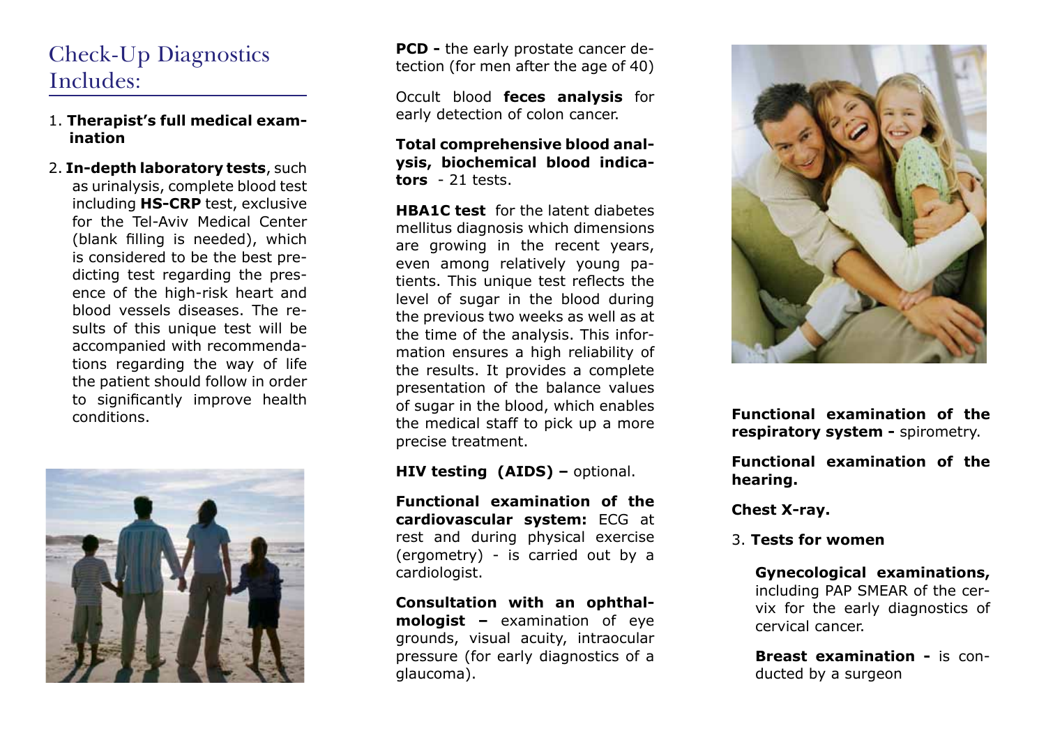# Check-Up Diagnostics Includes:

1. **Therapist's full medical examination**

2. **In-depth laboratory tests**, such as urinalysis, complete blood test including **HS-CRP** test, exclusive for the Tel-Aviv Medical Center (blank filling is needed), which is considered to be the best predicting test regarding the presence of the high-risk heart and blood vessels diseases. The results of this unique test will be accompanied with recommendations regarding the way of life the patient should follow in order to significantly improve health conditions.

**PCD -** the early prostate cancer detection (for men after the age of 40)

Occult blood **feces analysis** for early detection of colon cancer.

**Total comprehensive blood analysis, biochemical blood indicators** - 21 tests.

**HBA1C test** for the latent diabetes mellitus diagnosis which dimensions are growing in the recent years, even among relatively young patients. This unique test reflects the level of sugar in the blood during the previous two weeks as well as at the time of the analysis. This information ensures a high reliability of the results. It provides a complete presentation of the balance values of sugar in the blood, which enables the medical staff to pick up a more precise treatment.

**HIV testing (AIDS) –** optional.

**Functional examination of the cardiovascular system:** ECG at rest and during physical exercise (ergometry) - is carried out by a cardiologist.

**Consultation with an ophthalmologist –** examination of eye grounds, visual acuity, intraocular pressure (for early diagnostics of a glaucoma).

**Functional examination of the respiratory system -** spirometry.

**Functional examination of the hearing.**

**Chest X-ray.**

3. **Tests for women**

   **Gynecological examinations,** including PAP SMEAR of the cervix for the early diagnostics of cervical cancer.

   **Breast examination -** is conducted by a surgeon